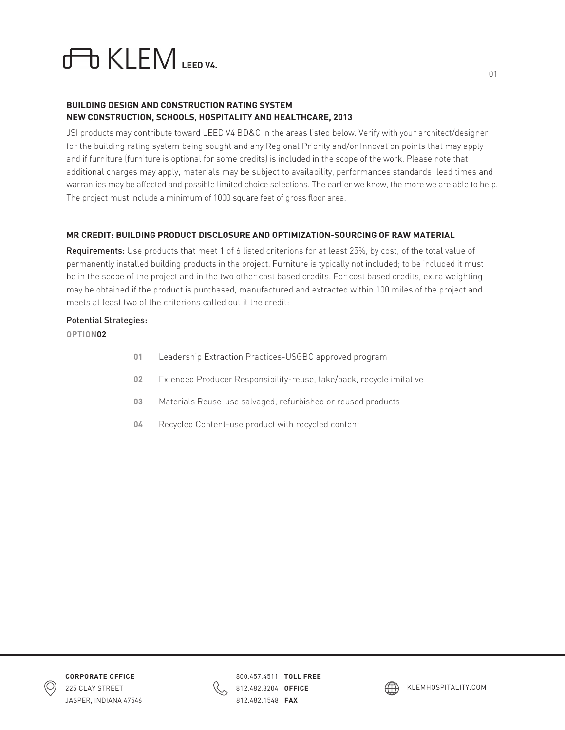# KLEM LEED V4.

**BUILDING DESIGN AND CONSTRUCTION RATING SYSTEM**
**NEW CONSTRUCTION, SCHOOLS, HOSPITALITY AND HEALTHCARE, 2013**

JSI products may contribute toward LEED V4 BD&C in the areas listed below. Verify with your architect/designer for the building rating system being sought and any Regional Priority and/or Innovation points that may apply and if furniture (furniture is optional for some credits) is included in the scope of the work. Please note that additional charges may apply, materials may be subject to availability, performances standards; lead times and warranties may be affected and possible limited choice selections. The earlier we know, the more we are able to help. The project must include a minimum of 1000 square feet of gross floor area.

## MR CREDIT: BUILDING PRODUCT DISCLOSURE AND OPTIMIZATION-SOURCING OF RAW MATERIAL

**Requirements:** Use products that meet 1 of 6 listed criterions for at least 25%, by cost, of the total value of permanently installed building products in the project. Furniture is typically not included; to be included it must be in the scope of the project and in the two other cost based credits. For cost based credits, extra weighting may be obtained if the product is purchased, manufactured and extracted within 100 miles of the project and meets at least two of the criterions called out it the credit:

Potential Strategies:

**OPTION02**

- **01** Leadership Extraction Practices-USGBC approved program
- **02** Extended Producer Responsibility-reuse, take/back, recycle imitative
- **03** Materials Reuse-use salvaged, refurbished or reused products
- **04** Recycled Content-use product with recycled content

**CORPORATE OFFICE**
225 CLAY STREET
JASPER, INDIANA 47546

800.457.4511 **TOLL FREE**
812.482.3204 **OFFICE**
812.482.1548 **FAX**

KLEMHOSPITALITY.COM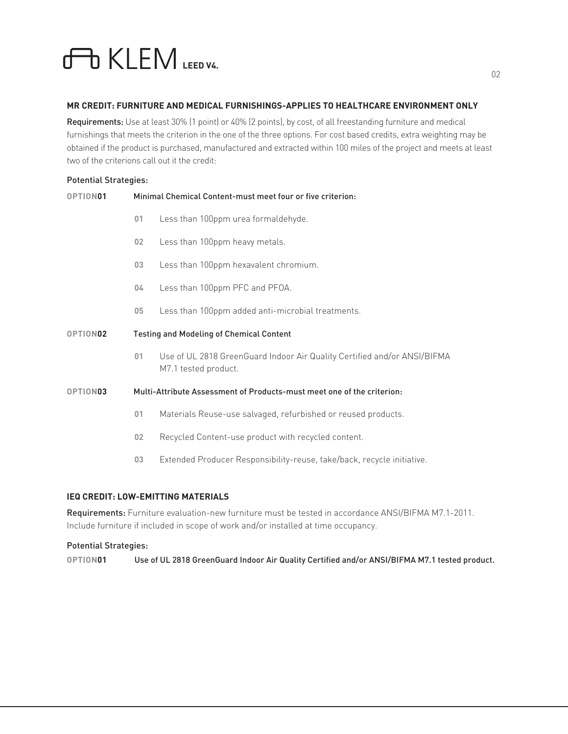### MR CREDIT: FURNITURE AND MEDICAL FURNISHINGS-APPLIES TO HEALTHCARE ENVIRONMENT ONLY

**Requirements:** Use at least 30% (1 point) or 40% (2 points), by cost, of all freestanding furniture and medical furnishings that meets the criterion in the one of the three options. For cost based credits, extra weighting may be obtained if the product is purchased, manufactured and extracted within 100 miles of the project and meets at least two of the criterions call out it the credit:

Potential Strategies:

**OPTION01** Minimal Chemical Content-must meet four or five criterion:

01 Less than 100ppm urea formaldehyde.

02 Less than 100ppm heavy metals.

03 Less than 100ppm hexavalent chromium.

04 Less than 100ppm PFC and PFOA.

05 Less than 100ppm added anti-microbial treatments.

**OPTION02** Testing and Modeling of Chemical Content

01 Use of UL 2818 GreenGuard Indoor Air Quality Certified and/or ANSI/BIFMA M7.1 tested product.

**OPTION03** Multi-Attribute Assessment of Products-must meet one of the criterion:

01 Materials Reuse-use salvaged, refurbished or reused products.

02 Recycled Content-use product with recycled content.

03 Extended Producer Responsibility-reuse, take/back, recycle initiative.

### IEQ CREDIT: LOW-EMITTING MATERIALS

**Requirements:** Furniture evaluation-new furniture must be tested in accordance ANSI/BIFMA M7.1-2011. Include furniture if included in scope of work and/or installed at time occupancy.

Potential Strategies:

**OPTION01** Use of UL 2818 GreenGuard Indoor Air Quality Certified and/or ANSI/BIFMA M7.1 tested product.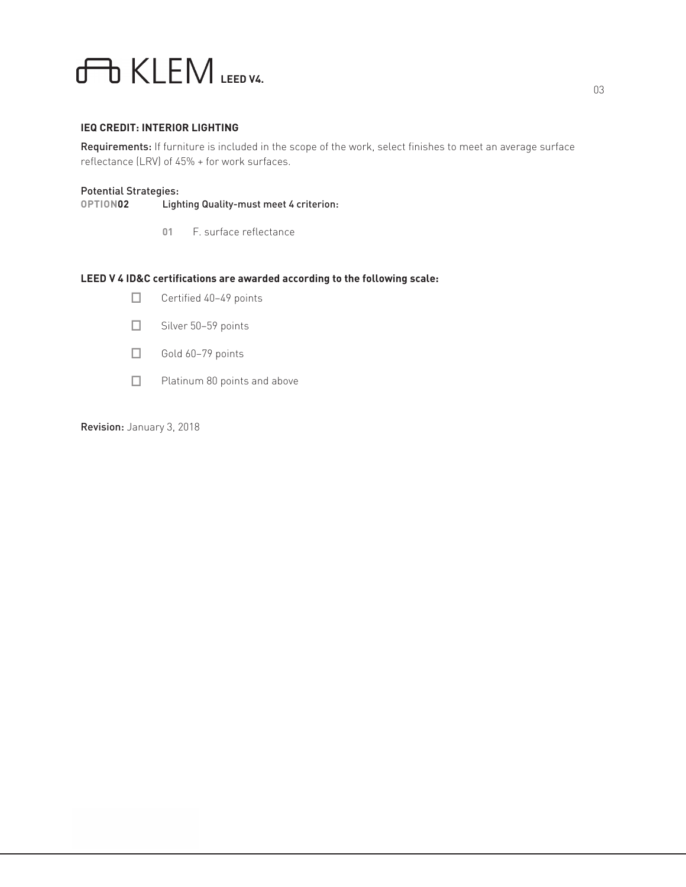# KLEM LEED V4.

**IEQ CREDIT: INTERIOR LIGHTING**

**Requirements:** If furniture is included in the scope of the work, select finishes to meet an average surface reflectance (LRV) of 45% + for work surfaces.

Potential Strategies:

**OPTION02** Lighting Quality-must meet 4 criterion:

**01** F. surface reflectance

**LEED V 4 ID&C certifications are awarded according to the following scale:**

- ☐ Certified 40–49 points
- ☐ Silver 50–59 points
- ☐ Gold 60–79 points
- ☐ Platinum 80 points and above

**Revision:** January 3, 2018